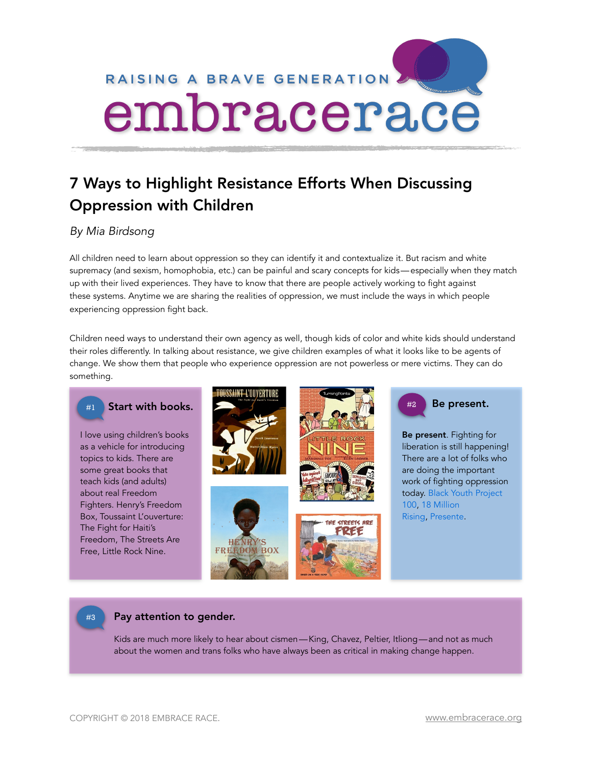RAISING A BRAVE GENERATION

# embracerace

## 7 Ways to Highlight Resistance Efforts When Discussing Oppression with Children

*By Mia Birdsong*

All children need to learn about oppression so they can identify it and contextualize it. But racism and white supremacy (and sexism, homophobia, etc.) can be painful and scary concepts for kids—especially when they match up with their lived experiences. They have to know that there are people actively working to fight against these systems. Anytime we are sharing the realities of oppression, we must include the ways in which people experiencing oppression fight back.

Children need ways to understand their own agency as well, though kids of color and white kids should understand their roles differently. In talking about resistance, we give children examples of what it looks like to be agents of change. We show them that people who experience oppression are not powerless or mere victims. They can do something.

### #1 Start with books.

I love using children's books as a vehicle for introducing topics to kids. There are some great books that teach kids (and adults) about real Freedom Fighters. Henry's Freedom Box, Toussaint L'ouverture: The Fight for Haiti's Freedom, The Streets Are Free, Little Rock Nine.

### #2 Be present.

**Be present**. Fighting for liberation is still happening! There are a lot of folks who are doing the important work of fighting oppression today. Black Youth Project 100, 18 Million Rising, Presente.

### #3 Pay attention to gender.

Kids are much more likely to hear about cismen—King, Chavez, Peltier, Itliong—and not as much about the women and trans folks who have always been as critical in making change happen.

COPYRIGHT © 2018 EMBRACE RACE. www.embracerace.org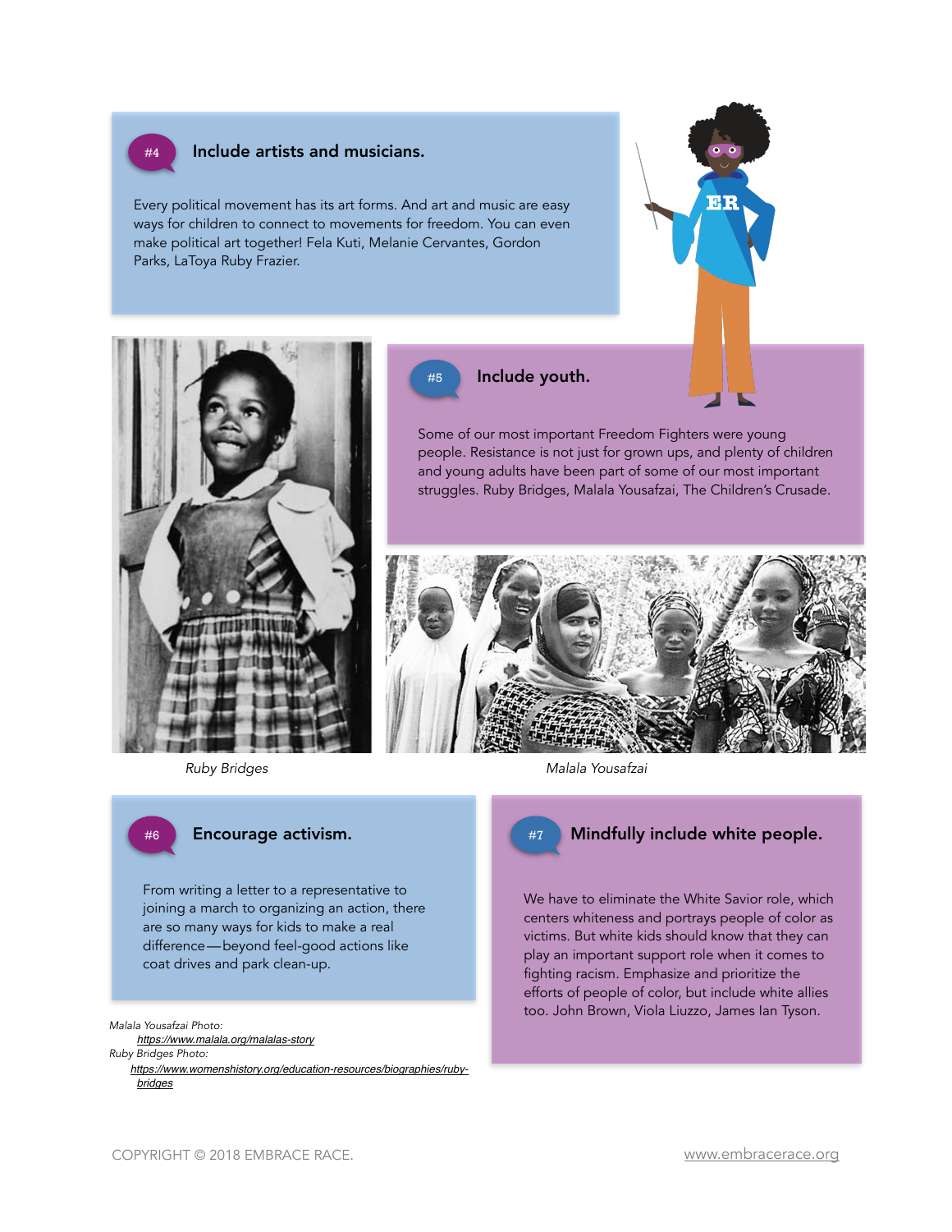## #4 Include artists and musicians.

Every political movement has its art forms. And art and music are easy ways for children to connect to movements for freedom. You can even make political art together! Fela Kuti, Melanie Cervantes, Gordon Parks, LaToya Ruby Frazier.

## #5 Include youth.

Some of our most important Freedom Fighters were young people. Resistance is not just for grown ups, and plenty of children and young adults have been part of some of our most important struggles. Ruby Bridges, Malala Yousafzai, The Children's Crusade.

*Ruby Bridges*

*Malala Yousafzai*

## #6 Encourage activism.

From writing a letter to a representative to joining a march to organizing an action, there are so many ways for kids to make a real difference—beyond feel-good actions like coat drives and park clean-up.

## #7 Mindfully include white people.

We have to eliminate the White Savior role, which centers whiteness and portrays people of color as victims. But white kids should know that they can play an important support role when it comes to fighting racism. Emphasize and prioritize the efforts of people of color, but include white allies too. John Brown, Viola Liuzzo, James Ian Tyson.

*Malala Yousafzai Photo:*
https://www.malala.org/malalas-story
*Ruby Bridges Photo:*
https://www.womenshistory.org/education-resources/biographies/ruby-bridges

COPYRIGHT © 2018 EMBRACE RACE. www.embracerace.org